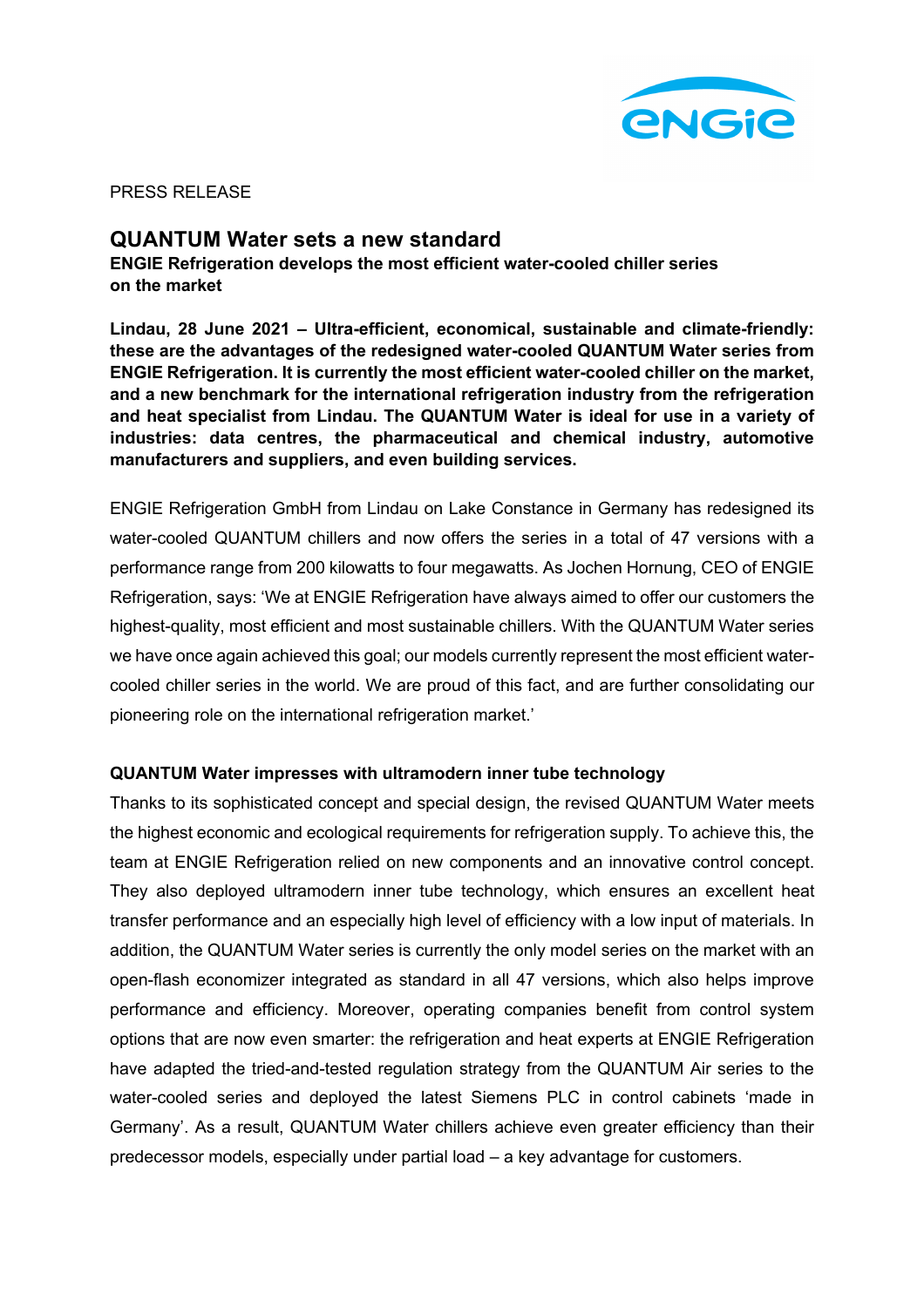PRESS RELEASE

# QUANTUM Water sets a new standard

**ENGIE Refrigeration develops the most efficient water-cooled chiller series on the market**

**Lindau, 28 June 2021 – Ultra-efficient, economical, sustainable and climate-friendly: these are the advantages of the redesigned water-cooled QUANTUM Water series from ENGIE Refrigeration. It is currently the most efficient water-cooled chiller on the market, and a new benchmark for the international refrigeration industry from the refrigeration and heat specialist from Lindau. The QUANTUM Water is ideal for use in a variety of industries: data centres, the pharmaceutical and chemical industry, automotive manufacturers and suppliers, and even building services.**

ENGIE Refrigeration GmbH from Lindau on Lake Constance in Germany has redesigned its water-cooled QUANTUM chillers and now offers the series in a total of 47 versions with a performance range from 200 kilowatts to four megawatts. As Jochen Hornung, CEO of ENGIE Refrigeration, says: 'We at ENGIE Refrigeration have always aimed to offer our customers the highest-quality, most efficient and most sustainable chillers. With the QUANTUM Water series we have once again achieved this goal; our models currently represent the most efficient water-cooled chiller series in the world. We are proud of this fact, and are further consolidating our pioneering role on the international refrigeration market.'

## QUANTUM Water impresses with ultramodern inner tube technology

Thanks to its sophisticated concept and special design, the revised QUANTUM Water meets the highest economic and ecological requirements for refrigeration supply. To achieve this, the team at ENGIE Refrigeration relied on new components and an innovative control concept. They also deployed ultramodern inner tube technology, which ensures an excellent heat transfer performance and an especially high level of efficiency with a low input of materials. In addition, the QUANTUM Water series is currently the only model series on the market with an open-flash economizer integrated as standard in all 47 versions, which also helps improve performance and efficiency. Moreover, operating companies benefit from control system options that are now even smarter: the refrigeration and heat experts at ENGIE Refrigeration have adapted the tried-and-tested regulation strategy from the QUANTUM Air series to the water-cooled series and deployed the latest Siemens PLC in control cabinets 'made in Germany'. As a result, QUANTUM Water chillers achieve even greater efficiency than their predecessor models, especially under partial load – a key advantage for customers.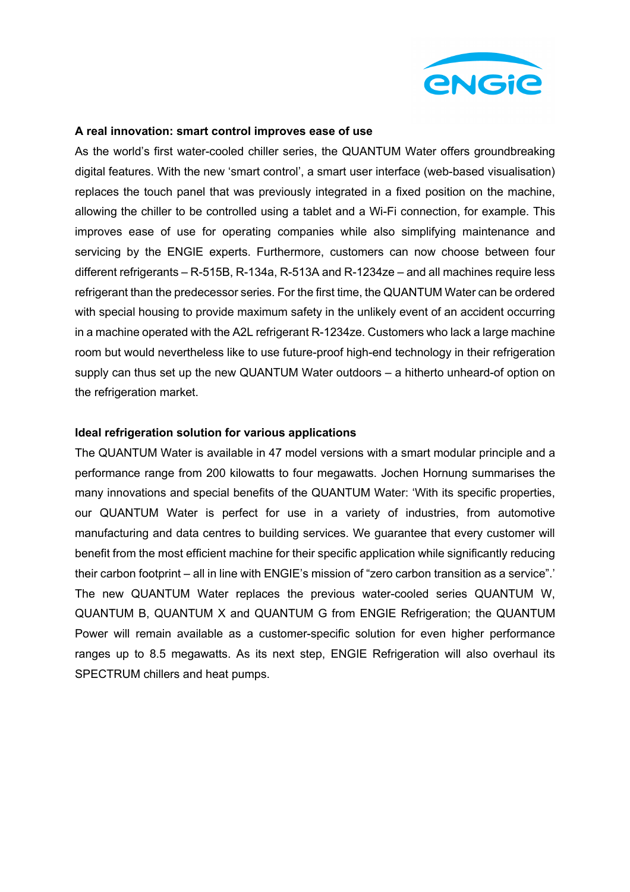**A real innovation: smart control improves ease of use**

As the world's first water-cooled chiller series, the QUANTUM Water offers groundbreaking digital features. With the new 'smart control', a smart user interface (web-based visualisation) replaces the touch panel that was previously integrated in a fixed position on the machine, allowing the chiller to be controlled using a tablet and a Wi-Fi connection, for example. This improves ease of use for operating companies while also simplifying maintenance and servicing by the ENGIE experts. Furthermore, customers can now choose between four different refrigerants – R-515B, R-134a, R-513A and R-1234ze – and all machines require less refrigerant than the predecessor series. For the first time, the QUANTUM Water can be ordered with special housing to provide maximum safety in the unlikely event of an accident occurring in a machine operated with the A2L refrigerant R-1234ze. Customers who lack a large machine room but would nevertheless like to use future-proof high-end technology in their refrigeration supply can thus set up the new QUANTUM Water outdoors – a hitherto unheard-of option on the refrigeration market.

**Ideal refrigeration solution for various applications**

The QUANTUM Water is available in 47 model versions with a smart modular principle and a performance range from 200 kilowatts to four megawatts. Jochen Hornung summarises the many innovations and special benefits of the QUANTUM Water: 'With its specific properties, our QUANTUM Water is perfect for use in a variety of industries, from automotive manufacturing and data centres to building services. We guarantee that every customer will benefit from the most efficient machine for their specific application while significantly reducing their carbon footprint – all in line with ENGIE's mission of "zero carbon transition as a service".' The new QUANTUM Water replaces the previous water-cooled series QUANTUM W, QUANTUM B, QUANTUM X and QUANTUM G from ENGIE Refrigeration; the QUANTUM Power will remain available as a customer-specific solution for even higher performance ranges up to 8.5 megawatts. As its next step, ENGIE Refrigeration will also overhaul its SPECTRUM chillers and heat pumps.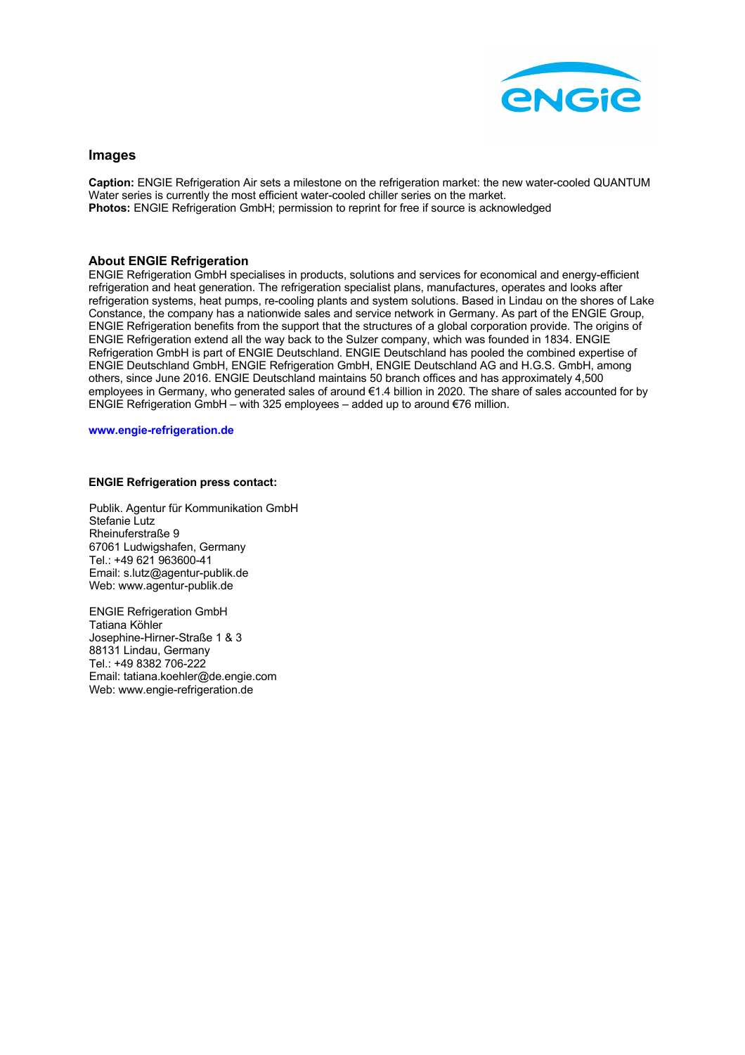## Images

**Caption:** ENGIE Refrigeration Air sets a milestone on the refrigeration market: the new water-cooled QUANTUM Water series is currently the most efficient water-cooled chiller series on the market.
**Photos:** ENGIE Refrigeration GmbH; permission to reprint for free if source is acknowledged

### About ENGIE Refrigeration

ENGIE Refrigeration GmbH specialises in products, solutions and services for economical and energy-efficient refrigeration and heat generation. The refrigeration specialist plans, manufactures, operates and looks after refrigeration systems, heat pumps, re-cooling plants and system solutions. Based in Lindau on the shores of Lake Constance, the company has a nationwide sales and service network in Germany. As part of the ENGIE Group, ENGIE Refrigeration benefits from the support that the structures of a global corporation provide. The origins of ENGIE Refrigeration extend all the way back to the Sulzer company, which was founded in 1834. ENGIE Refrigeration GmbH is part of ENGIE Deutschland. ENGIE Deutschland has pooled the combined expertise of ENGIE Deutschland GmbH, ENGIE Refrigeration GmbH, ENGIE Deutschland AG and H.G.S. GmbH, among others, since June 2016. ENGIE Deutschland maintains 50 branch offices and has approximately 4,500 employees in Germany, who generated sales of around €1.4 billion in 2020. The share of sales accounted for by ENGIE Refrigeration GmbH – with 325 employees – added up to around €76 million.

**www.engie-refrigeration.de**

**ENGIE Refrigeration press contact:**

Publik. Agentur für Kommunikation GmbH
Stefanie Lutz
Rheinuferstraße 9
67061 Ludwigshafen, Germany
Tel.: +49 621 963600-41
Email: s.lutz@agentur-publik.de
Web: www.agentur-publik.de

ENGIE Refrigeration GmbH
Tatiana Köhler
Josephine-Hirner-Straße 1 & 3
88131 Lindau, Germany
Tel.: +49 8382 706-222
Email: tatiana.koehler@de.engie.com
Web: www.engie-refrigeration.de